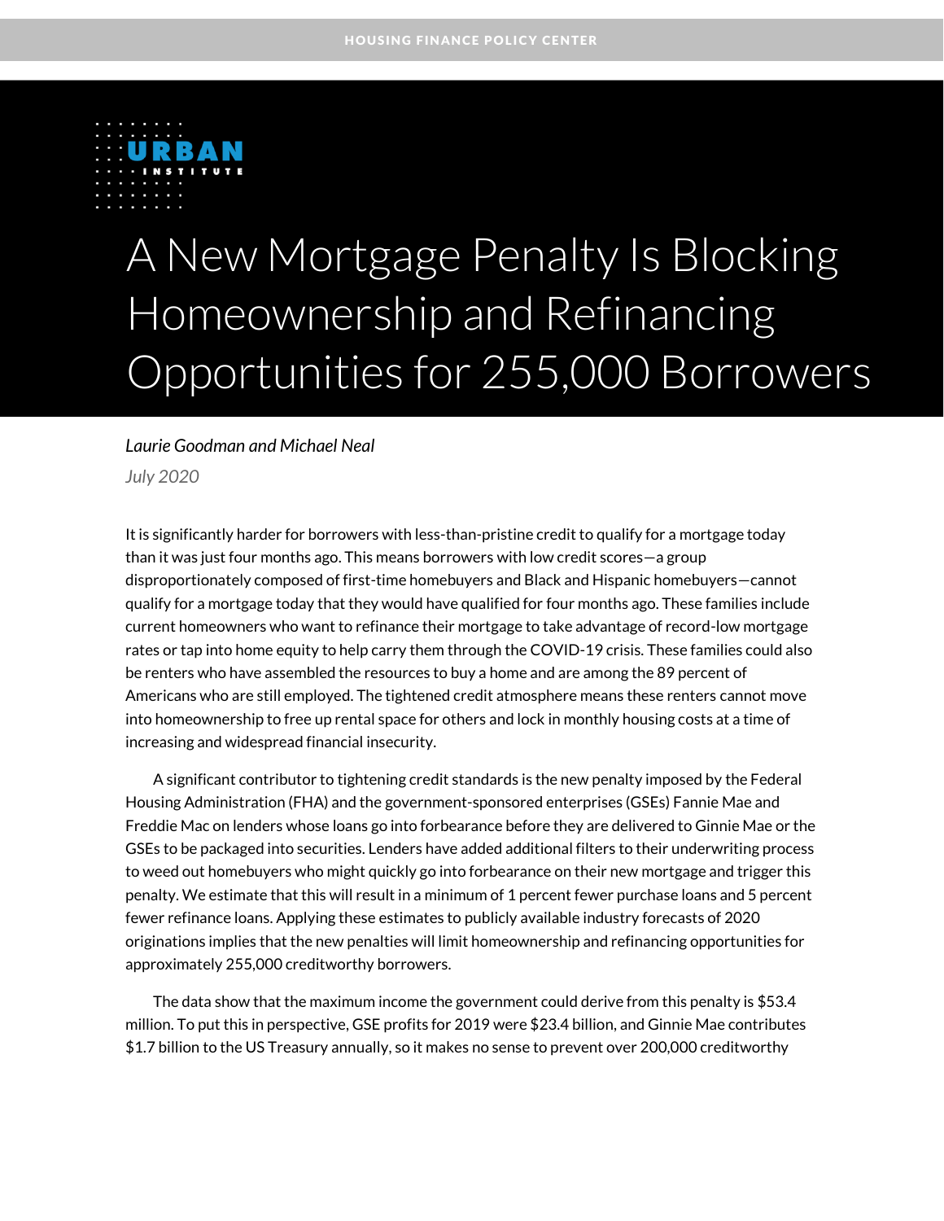HOUSING FINANCE POLICY CENTER

URBAN INSTITUTE

# A New Mortgage Penalty Is Blocking Homeownership and Refinancing Opportunities for 255,000 Borrowers

*Laurie Goodman and Michael Neal*

*July 2020*

It is significantly harder for borrowers with less-than-pristine credit to qualify for a mortgage today than it was just four months ago. This means borrowers with low credit scores—a group disproportionately composed of first-time homebuyers and Black and Hispanic homebuyers—cannot qualify for a mortgage today that they would have qualified for four months ago. These families include current homeowners who want to refinance their mortgage to take advantage of record-low mortgage rates or tap into home equity to help carry them through the COVID-19 crisis. These families could also be renters who have assembled the resources to buy a home and are among the 89 percent of Americans who are still employed. The tightened credit atmosphere means these renters cannot move into homeownership to free up rental space for others and lock in monthly housing costs at a time of increasing and widespread financial insecurity.

A significant contributor to tightening credit standards is the new penalty imposed by the Federal Housing Administration (FHA) and the government-sponsored enterprises (GSEs) Fannie Mae and Freddie Mac on lenders whose loans go into forbearance before they are delivered to Ginnie Mae or the GSEs to be packaged into securities. Lenders have added additional filters to their underwriting process to weed out homebuyers who might quickly go into forbearance on their new mortgage and trigger this penalty. We estimate that this will result in a minimum of 1 percent fewer purchase loans and 5 percent fewer refinance loans. Applying these estimates to publicly available industry forecasts of 2020 originations implies that the new penalties will limit homeownership and refinancing opportunities for approximately 255,000 creditworthy borrowers.

The data show that the maximum income the government could derive from this penalty is $53.4 million. To put this in perspective, GSE profits for 2019 were $23.4 billion, and Ginnie Mae contributes $1.7 billion to the US Treasury annually, so it makes no sense to prevent over 200,000 creditworthy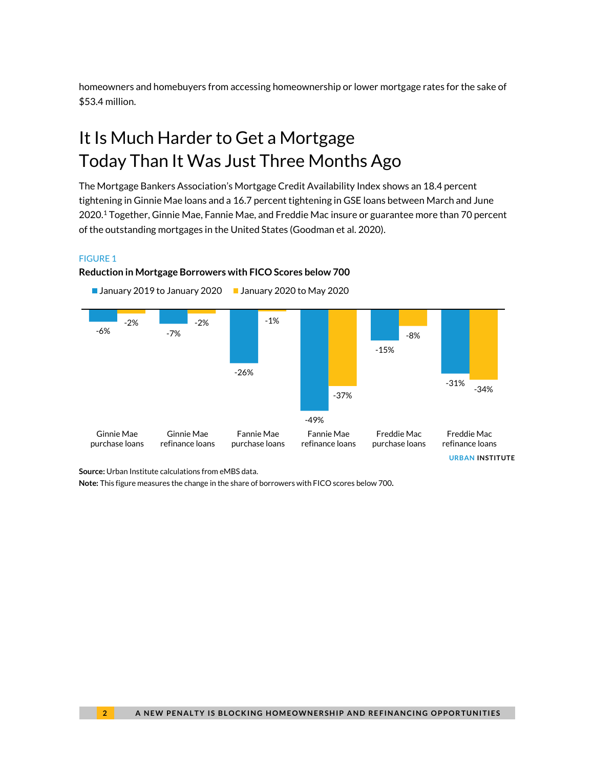homeowners and homebuyers from accessing homeownership or lower mortgage rates for the sake of $53.4 million.

## It Is Much Harder to Get a Mortgage Today Than It Was Just Three Months Ago

The Mortgage Bankers Association's Mortgage Credit Availability Index shows an 18.4 percent tightening in Ginnie Mae loans and a 16.7 percent tightening in GSE loans between March and June 2020.[1] Together, Ginnie Mae, Fannie Mae, and Freddie Mac insure or guarantee more than 70 percent of the outstanding mortgages in the United States (Goodman et al. 2020).

FIGURE 1

**Reduction in Mortgage Borrowers with FICO Scores below 700**

| | January 2019 to January 2020 | January 2020 to May 2020 |
|---|---|---|
| Ginnie Mae purchase loans | -6% | -2% |
| Ginnie Mae refinance loans | -7% | -2% |
| Fannie Mae purchase loans | -26% | -1% |
| Fannie Mae refinance loans | -49% | -37% |
| Freddie Mac purchase loans | -15% | -8% |
| Freddie Mac refinance loans | -31% | -34% |

URBAN INSTITUTE

**Source:** Urban Institute calculations from eMBS data.

**Note:** This figure measures the change in the share of borrowers with FICO scores below 700.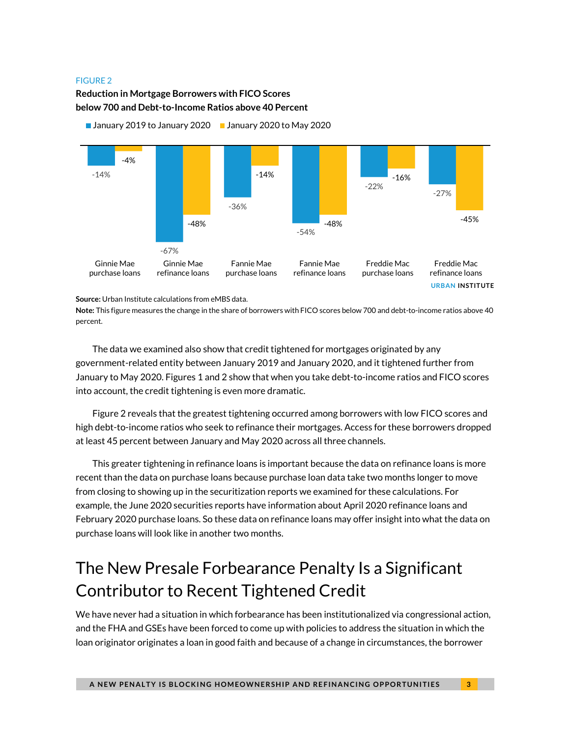FIGURE 2

**Reduction in Mortgage Borrowers with FICO Scores below 700 and Debt-to-Income Ratios above 40 Percent**

| | January 2019 to January 2020 | January 2020 to May 2020 |
|---|---|---|
| Ginnie Mae purchase loans | -14% | -4% |
| Ginnie Mae refinance loans | -67% | -48% |
| Fannie Mae purchase loans | -36% | -14% |
| Fannie Mae refinance loans | -54% | -48% |
| Freddie Mac purchase loans | -22% | -16% |
| Freddie Mac refinance loans | -27% | -45% |

URBAN INSTITUTE

**Source:** Urban Institute calculations from eMBS data.

**Note:** This figure measures the change in the share of borrowers with FICO scores below 700 and debt-to-income ratios above 40 percent.

The data we examined also show that credit tightened for mortgages originated by any government-related entity between January 2019 and January 2020, and it tightened further from January to May 2020. Figures 1 and 2 show that when you take debt-to-income ratios and FICO scores into account, the credit tightening is even more dramatic.

Figure 2 reveals that the greatest tightening occurred among borrowers with low FICO scores and high debt-to-income ratios who seek to refinance their mortgages. Access for these borrowers dropped at least 45 percent between January and May 2020 across all three channels.

This greater tightening in refinance loans is important because the data on refinance loans is more recent than the data on purchase loans because purchase loan data take two months longer to move from closing to showing up in the securitization reports we examined for these calculations. For example, the June 2020 securities reports have information about April 2020 refinance loans and February 2020 purchase loans. So these data on refinance loans may offer insight into what the data on purchase loans will look like in another two months.

# The New Presale Forbearance Penalty Is a Significant Contributor to Recent Tightened Credit

We have never had a situation in which forbearance has been institutionalized via congressional action, and the FHA and GSEs have been forced to come up with policies to address the situation in which the loan originator originates a loan in good faith and because of a change in circumstances, the borrower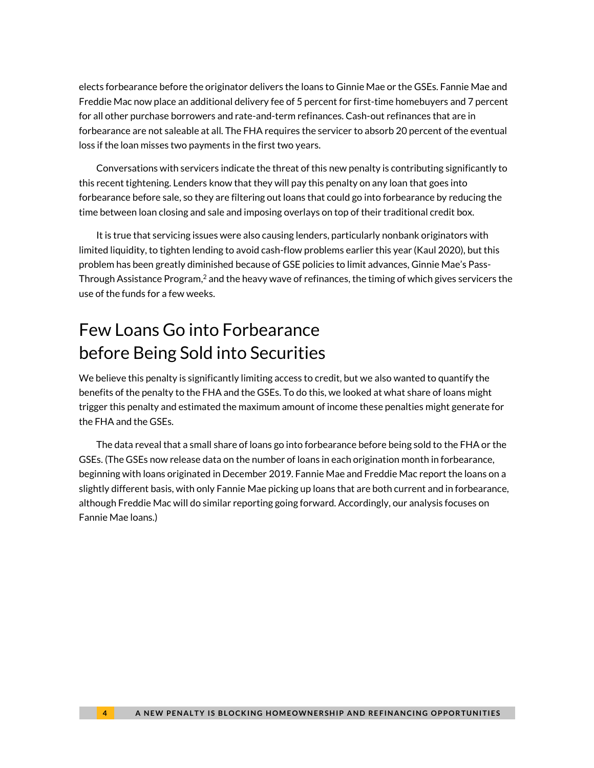elects forbearance before the originator delivers the loans to Ginnie Mae or the GSEs. Fannie Mae and Freddie Mac now place an additional delivery fee of 5 percent for first-time homebuyers and 7 percent for all other purchase borrowers and rate-and-term refinances. Cash-out refinances that are in forbearance are not saleable at all. The FHA requires the servicer to absorb 20 percent of the eventual loss if the loan misses two payments in the first two years.

Conversations with servicers indicate the threat of this new penalty is contributing significantly to this recent tightening. Lenders know that they will pay this penalty on any loan that goes into forbearance before sale, so they are filtering out loans that could go into forbearance by reducing the time between loan closing and sale and imposing overlays on top of their traditional credit box.

It is true that servicing issues were also causing lenders, particularly nonbank originators with limited liquidity, to tighten lending to avoid cash-flow problems earlier this year (Kaul 2020), but this problem has been greatly diminished because of GSE policies to limit advances, Ginnie Mae's Pass-Through Assistance Program,[2] and the heavy wave of refinances, the timing of which gives servicers the use of the funds for a few weeks.

## Few Loans Go into Forbearance before Being Sold into Securities

We believe this penalty is significantly limiting access to credit, but we also wanted to quantify the benefits of the penalty to the FHA and the GSEs. To do this, we looked at what share of loans might trigger this penalty and estimated the maximum amount of income these penalties might generate for the FHA and the GSEs.

The data reveal that a small share of loans go into forbearance before being sold to the FHA or the GSEs. (The GSEs now release data on the number of loans in each origination month in forbearance, beginning with loans originated in December 2019. Fannie Mae and Freddie Mac report the loans on a slightly different basis, with only Fannie Mae picking up loans that are both current and in forbearance, although Freddie Mac will do similar reporting going forward. Accordingly, our analysis focuses on Fannie Mae loans.)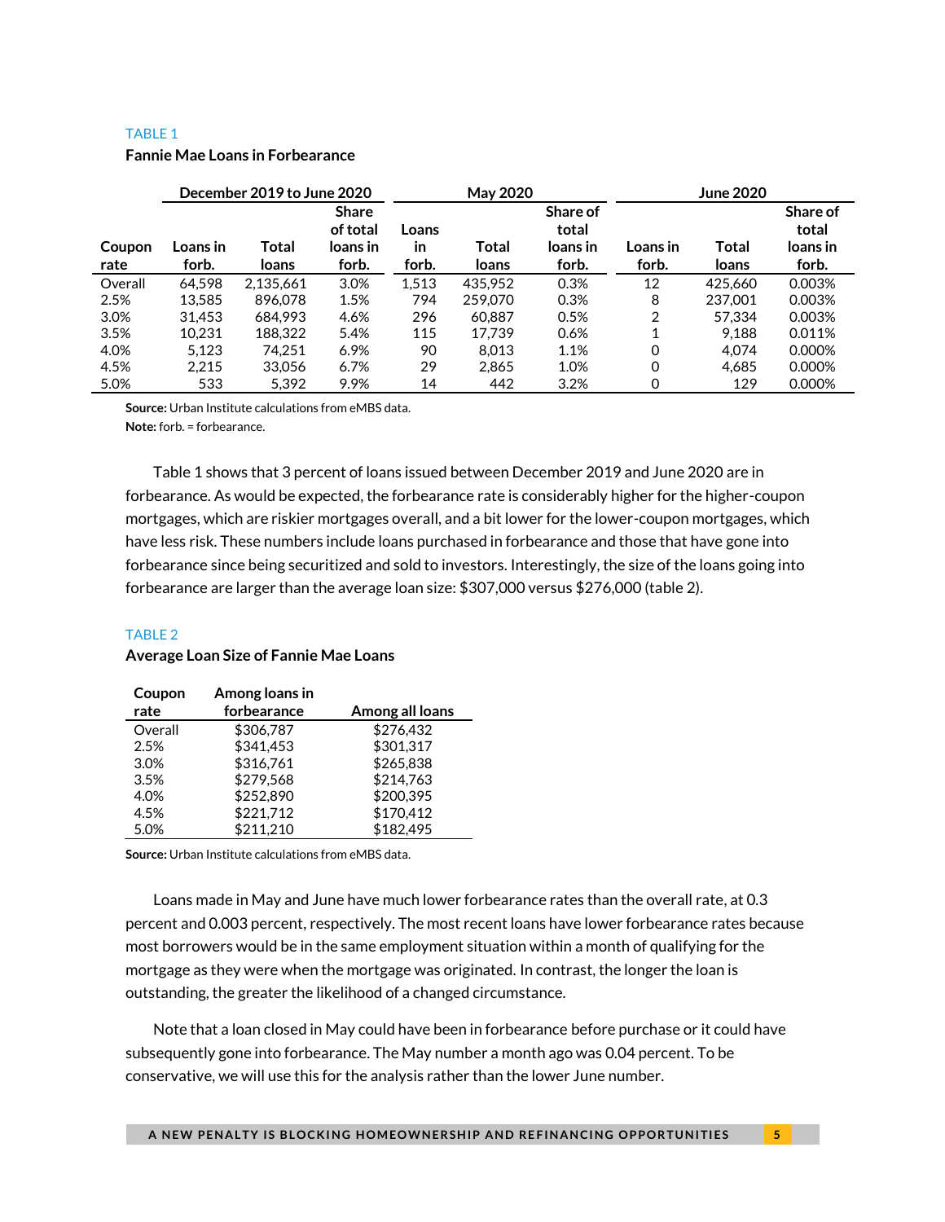TABLE 1

**Fannie Mae Loans in Forbearance**

| | December 2019 to June 2020 | | | May 2020 | | | June 2020 | | |
|---|---|---|---|---|---|---|---|---|---|
| **Coupon rate** | **Loans in forb.** | **Total loans** | **Share of total loans in forb.** | **Loans in forb.** | **Total loans** | **Share of total loans in forb.** | **Loans in forb.** | **Total loans** | **Share of total loans in forb.** |
| Overall | 64,598 | 2,135,661 | 3.0% | 1,513 | 435,952 | 0.3% | 12 | 425,660 | 0.003% |
| 2.5% | 13,585 | 896,078 | 1.5% | 794 | 259,070 | 0.3% | 8 | 237,001 | 0.003% |
| 3.0% | 31,453 | 684,993 | 4.6% | 296 | 60,887 | 0.5% | 2 | 57,334 | 0.003% |
| 3.5% | 10,231 | 188,322 | 5.4% | 115 | 17,739 | 0.6% | 1 | 9,188 | 0.011% |
| 4.0% | 5,123 | 74,251 | 6.9% | 90 | 8,013 | 1.1% | 0 | 4,074 | 0.000% |
| 4.5% | 2,215 | 33,056 | 6.7% | 29 | 2,865 | 1.0% | 0 | 4,685 | 0.000% |
| 5.0% | 533 | 5,392 | 9.9% | 14 | 442 | 3.2% | 0 | 129 | 0.000% |

**Source:** Urban Institute calculations from eMBS data.

**Note:** forb. = forbearance.

Table 1 shows that 3 percent of loans issued between December 2019 and June 2020 are in forbearance. As would be expected, the forbearance rate is considerably higher for the higher-coupon mortgages, which are riskier mortgages overall, and a bit lower for the lower-coupon mortgages, which have less risk. These numbers include loans purchased in forbearance and those that have gone into forbearance since being securitized and sold to investors. Interestingly, the size of the loans going into forbearance are larger than the average loan size: $307,000 versus $276,000 (table 2).

TABLE 2

**Average Loan Size of Fannie Mae Loans**

| Coupon rate | Among loans in forbearance | Among all loans |
|---|---|---|
| Overall | $306,787 | $276,432 |
| 2.5% | $341,453 | $301,317 |
| 3.0% | $316,761 | $265,838 |
| 3.5% | $279,568 | $214,763 |
| 4.0% | $252,890 | $200,395 |
| 4.5% | $221,712 | $170,412 |
| 5.0% | $211,210 | $182,495 |

**Source:** Urban Institute calculations from eMBS data.

Loans made in May and June have much lower forbearance rates than the overall rate, at 0.3 percent and 0.003 percent, respectively. The most recent loans have lower forbearance rates because most borrowers would be in the same employment situation within a month of qualifying for the mortgage as they were when the mortgage was originated. In contrast, the longer the loan is outstanding, the greater the likelihood of a changed circumstance.

Note that a loan closed in May could have been in forbearance before purchase or it could have subsequently gone into forbearance. The May number a month ago was 0.04 percent. To be conservative, we will use this for the analysis rather than the lower June number.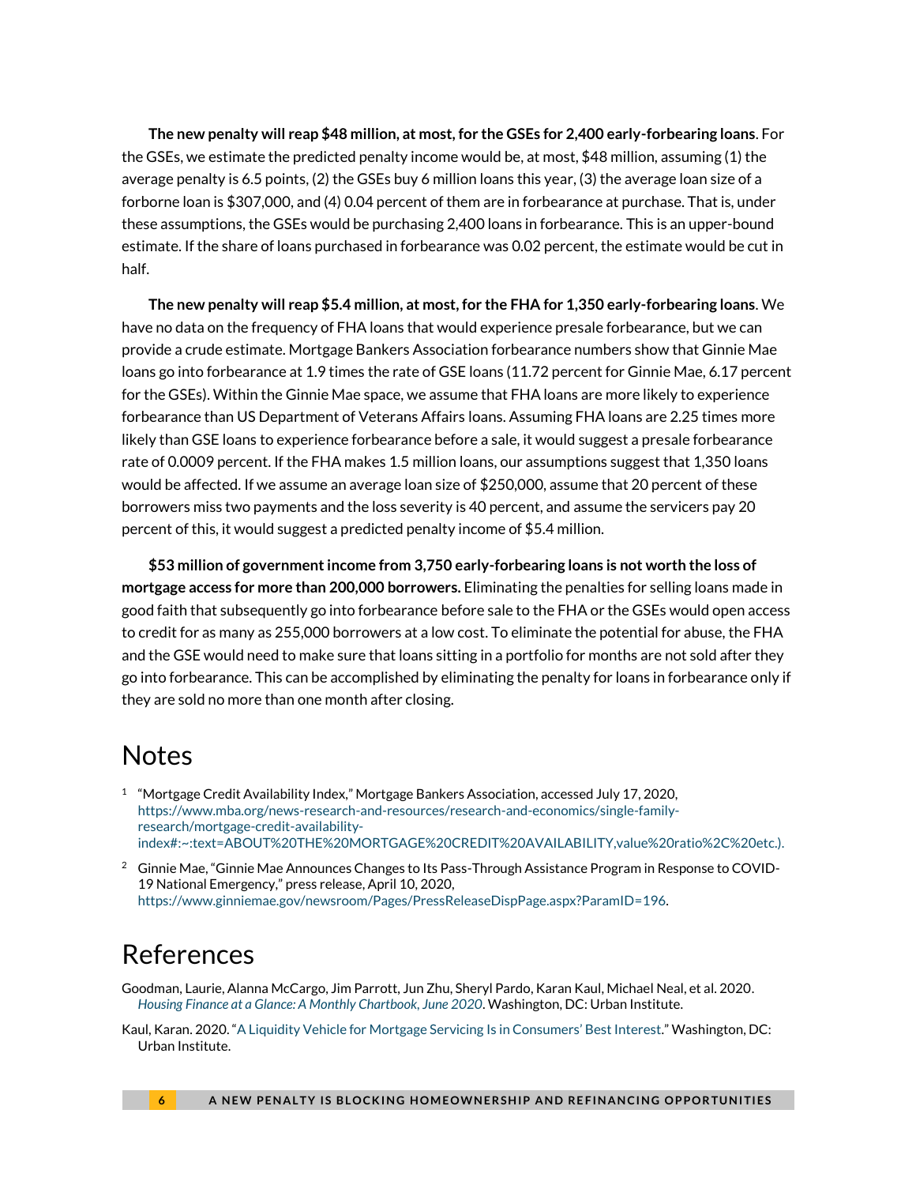**The new penalty will reap $48 million, at most, for the GSEs for 2,400 early-forbearing loans**. For the GSEs, we estimate the predicted penalty income would be, at most, $48 million, assuming (1) the average penalty is 6.5 points, (2) the GSEs buy 6 million loans this year, (3) the average loan size of a forborne loan is $307,000, and (4) 0.04 percent of them are in forbearance at purchase. That is, under these assumptions, the GSEs would be purchasing 2,400 loans in forbearance. This is an upper-bound estimate. If the share of loans purchased in forbearance was 0.02 percent, the estimate would be cut in half.

**The new penalty will reap $5.4 million, at most, for the FHA for 1,350 early-forbearing loans**. We have no data on the frequency of FHA loans that would experience presale forbearance, but we can provide a crude estimate. Mortgage Bankers Association forbearance numbers show that Ginnie Mae loans go into forbearance at 1.9 times the rate of GSE loans (11.72 percent for Ginnie Mae, 6.17 percent for the GSEs). Within the Ginnie Mae space, we assume that FHA loans are more likely to experience forbearance than US Department of Veterans Affairs loans. Assuming FHA loans are 2.25 times more likely than GSE loans to experience forbearance before a sale, it would suggest a presale forbearance rate of 0.0009 percent. If the FHA makes 1.5 million loans, our assumptions suggest that 1,350 loans would be affected. If we assume an average loan size of $250,000, assume that 20 percent of these borrowers miss two payments and the loss severity is 40 percent, and assume the servicers pay 20 percent of this, it would suggest a predicted penalty income of $5.4 million.

**$53 million of government income from 3,750 early-forbearing loans is not worth the loss of mortgage access for more than 200,000 borrowers.** Eliminating the penalties for selling loans made in good faith that subsequently go into forbearance before sale to the FHA or the GSEs would open access to credit for as many as 255,000 borrowers at a low cost. To eliminate the potential for abuse, the FHA and the GSE would need to make sure that loans sitting in a portfolio for months are not sold after they go into forbearance. This can be accomplished by eliminating the penalty for loans in forbearance only if they are sold no more than one month after closing.

# Notes

1. "Mortgage Credit Availability Index," Mortgage Bankers Association, accessed July 17, 2020, https://www.mba.org/news-research-and-resources/research-and-economics/single-family-research/mortgage-credit-availability-index#:~:text=ABOUT%20THE%20MORTGAGE%20CREDIT%20AVAILABILITY,value%20ratio%2C%20etc.).

2. Ginnie Mae, "Ginnie Mae Announces Changes to Its Pass-Through Assistance Program in Response to COVID-19 National Emergency," press release, April 10, 2020, https://www.ginniemae.gov/newsroom/Pages/PressReleaseDispPage.aspx?ParamID=196.

# References

Goodman, Laurie, Alanna McCargo, Jim Parrott, Jun Zhu, Sheryl Pardo, Karan Kaul, Michael Neal, et al. 2020. *Housing Finance at a Glance: A Monthly Chartbook, June 2020*. Washington, DC: Urban Institute.

Kaul, Karan. 2020. "A Liquidity Vehicle for Mortgage Servicing Is in Consumers' Best Interest." Washington, DC: Urban Institute.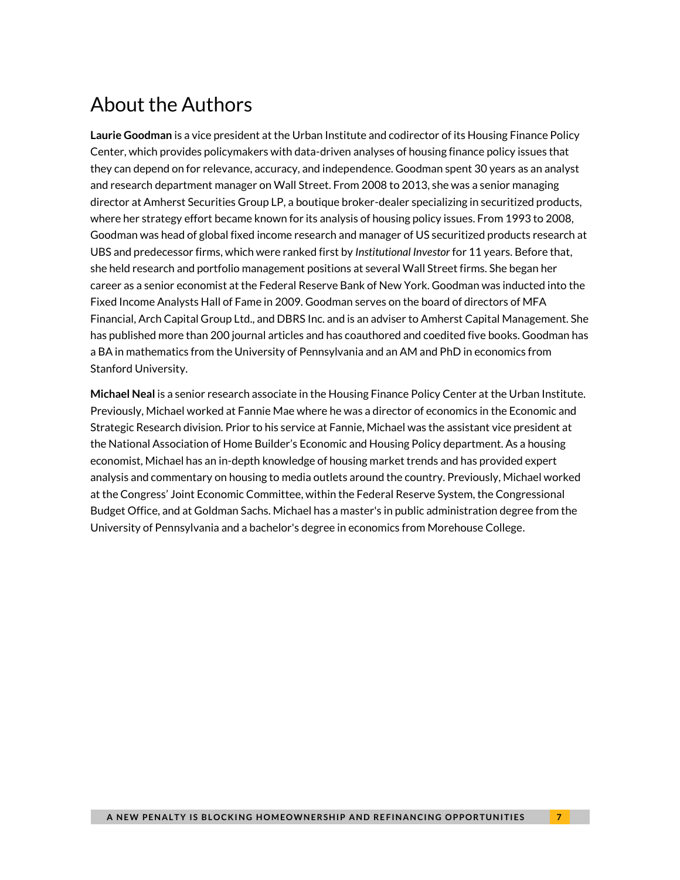# About the Authors

**Laurie Goodman** is a vice president at the Urban Institute and codirector of its Housing Finance Policy Center, which provides policymakers with data-driven analyses of housing finance policy issues that they can depend on for relevance, accuracy, and independence. Goodman spent 30 years as an analyst and research department manager on Wall Street. From 2008 to 2013, she was a senior managing director at Amherst Securities Group LP, a boutique broker-dealer specializing in securitized products, where her strategy effort became known for its analysis of housing policy issues. From 1993 to 2008, Goodman was head of global fixed income research and manager of US securitized products research at UBS and predecessor firms, which were ranked first by *Institutional Investor* for 11 years. Before that, she held research and portfolio management positions at several Wall Street firms. She began her career as a senior economist at the Federal Reserve Bank of New York. Goodman was inducted into the Fixed Income Analysts Hall of Fame in 2009. Goodman serves on the board of directors of MFA Financial, Arch Capital Group Ltd., and DBRS Inc. and is an adviser to Amherst Capital Management. She has published more than 200 journal articles and has coauthored and coedited five books. Goodman has a BA in mathematics from the University of Pennsylvania and an AM and PhD in economics from Stanford University.

**Michael Neal** is a senior research associate in the Housing Finance Policy Center at the Urban Institute. Previously, Michael worked at Fannie Mae where he was a director of economics in the Economic and Strategic Research division. Prior to his service at Fannie, Michael was the assistant vice president at the National Association of Home Builder's Economic and Housing Policy department. As a housing economist, Michael has an in-depth knowledge of housing market trends and has provided expert analysis and commentary on housing to media outlets around the country. Previously, Michael worked at the Congress' Joint Economic Committee, within the Federal Reserve System, the Congressional Budget Office, and at Goldman Sachs. Michael has a master's in public administration degree from the University of Pennsylvania and a bachelor's degree in economics from Morehouse College.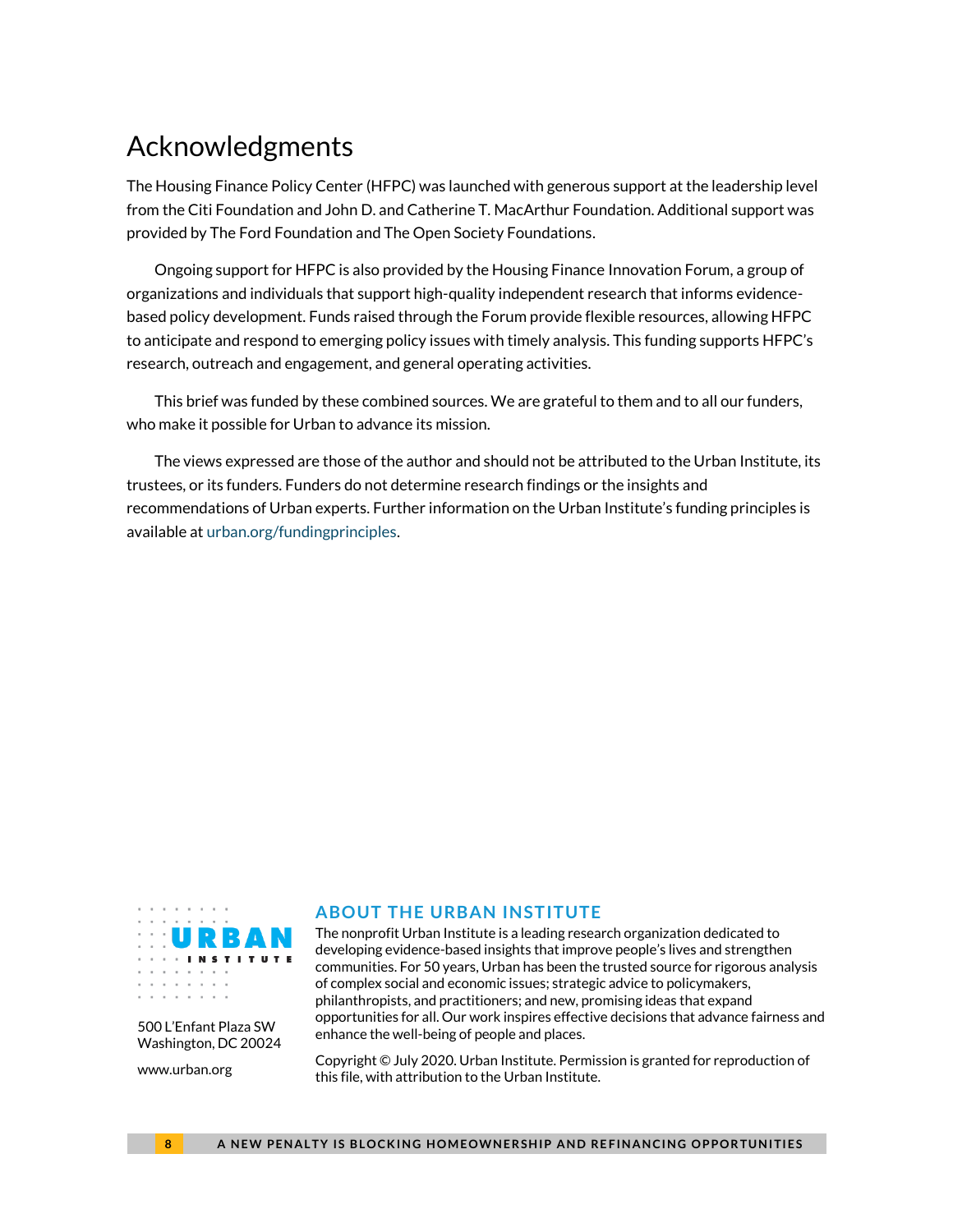# Acknowledgments

The Housing Finance Policy Center (HFPC) was launched with generous support at the leadership level from the Citi Foundation and John D. and Catherine T. MacArthur Foundation. Additional support was provided by The Ford Foundation and The Open Society Foundations.

Ongoing support for HFPC is also provided by the Housing Finance Innovation Forum, a group of organizations and individuals that support high-quality independent research that informs evidence-based policy development. Funds raised through the Forum provide flexible resources, allowing HFPC to anticipate and respond to emerging policy issues with timely analysis. This funding supports HFPC's research, outreach and engagement, and general operating activities.

This brief was funded by these combined sources. We are grateful to them and to all our funders, who make it possible for Urban to advance its mission.

The views expressed are those of the author and should not be attributed to the Urban Institute, its trustees, or its funders. Funders do not determine research findings or the insights and recommendations of Urban experts. Further information on the Urban Institute's funding principles is available at urban.org/fundingprinciples.

URBAN INSTITUTE

500 L'Enfant Plaza SW
Washington, DC 20024

www.urban.org

## ABOUT THE URBAN INSTITUTE

The nonprofit Urban Institute is a leading research organization dedicated to developing evidence-based insights that improve people's lives and strengthen communities. For 50 years, Urban has been the trusted source for rigorous analysis of complex social and economic issues; strategic advice to policymakers, philanthropists, and practitioners; and new, promising ideas that expand opportunities for all. Our work inspires effective decisions that advance fairness and enhance the well-being of people and places.

Copyright © July 2020. Urban Institute. Permission is granted for reproduction of this file, with attribution to the Urban Institute.